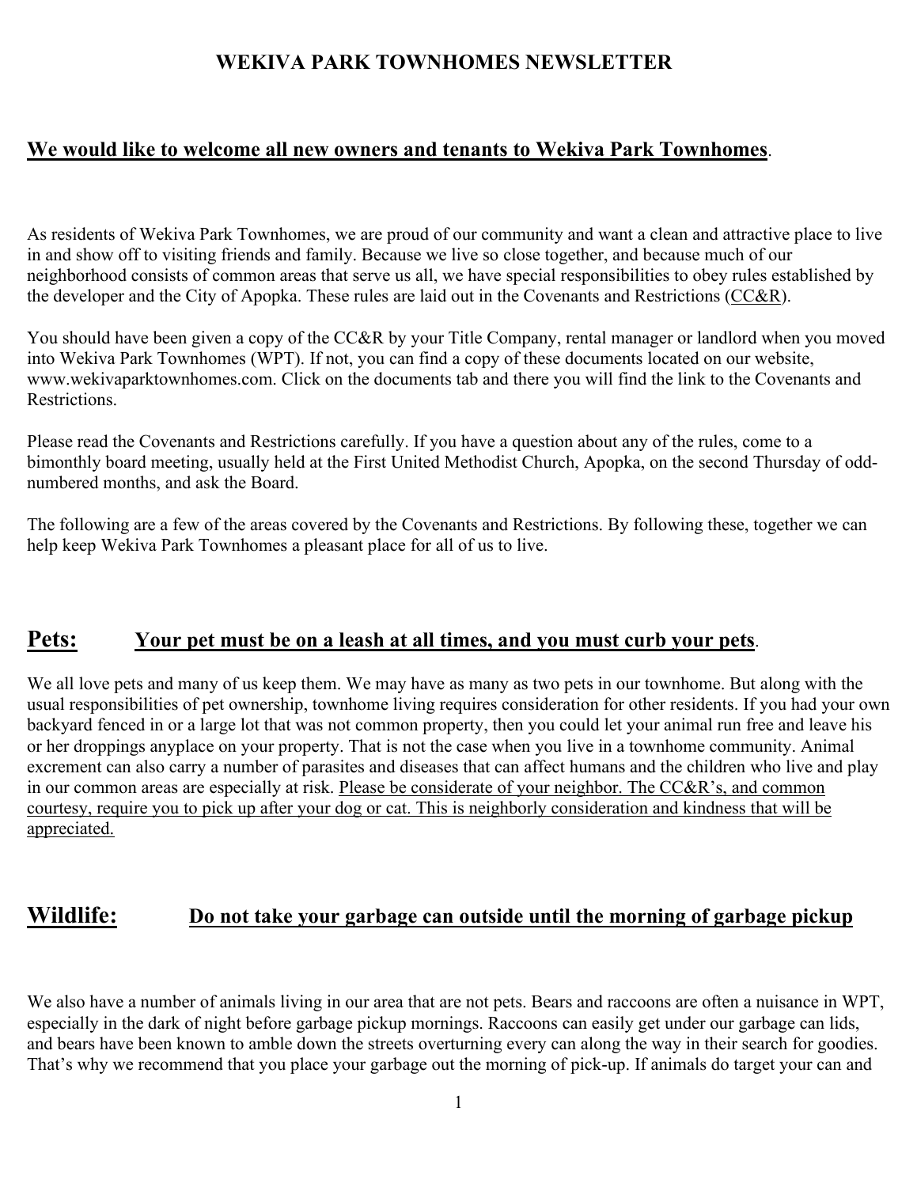# WEKIVA PARK TOWNHOMES NEWSLETTER

## We would like to welcome all new owners and tenants to Wekiva Park Townhomes.

As residents of Wekiva Park Townhomes, we are proud of our community and want a clean and attractive place to live in and show off to visiting friends and family. Because we live so close together, and because much of our neighborhood consists of common areas that serve us all, we have special responsibilities to obey rules established by the developer and the City of Apopka. These rules are laid out in the Covenants and Restrictions (CC&R).

You should have been given a copy of the CC&R by your Title Company, rental manager or landlord when you moved into Wekiva Park Townhomes (WPT). If not, you can find a copy of these documents located on our website, www.wekivaparktownhomes.com. Click on the documents tab and there you will find the link to the Covenants and Restrictions.

Please read the Covenants and Restrictions carefully. If you have a question about any of the rules, come to a bimonthly board meeting, usually held at the First United Methodist Church, Apopka, on the second Thursday of odd-numbered months, and ask the Board.

The following are a few of the areas covered by the Covenants and Restrictions. By following these, together we can help keep Wekiva Park Townhomes a pleasant place for all of us to live.

## Pets: Your pet must be on a leash at all times, and you must curb your pets.

We all love pets and many of us keep them. We may have as many as two pets in our townhome. But along with the usual responsibilities of pet ownership, townhome living requires consideration for other residents. If you had your own backyard fenced in or a large lot that was not common property, then you could let your animal run free and leave his or her droppings anyplace on your property. That is not the case when you live in a townhome community. Animal excrement can also carry a number of parasites and diseases that can affect humans and the children who live and play in our common areas are especially at risk. Please be considerate of your neighbor. The CC&R's, and common courtesy, require you to pick up after your dog or cat. This is neighborly consideration and kindness that will be appreciated.

## Wildlife: Do not take your garbage can outside until the morning of garbage pickup

We also have a number of animals living in our area that are not pets. Bears and raccoons are often a nuisance in WPT, especially in the dark of night before garbage pickup mornings. Raccoons can easily get under our garbage can lids, and bears have been known to amble down the streets overturning every can along the way in their search for goodies. That's why we recommend that you place your garbage out the morning of pick-up. If animals do target your can and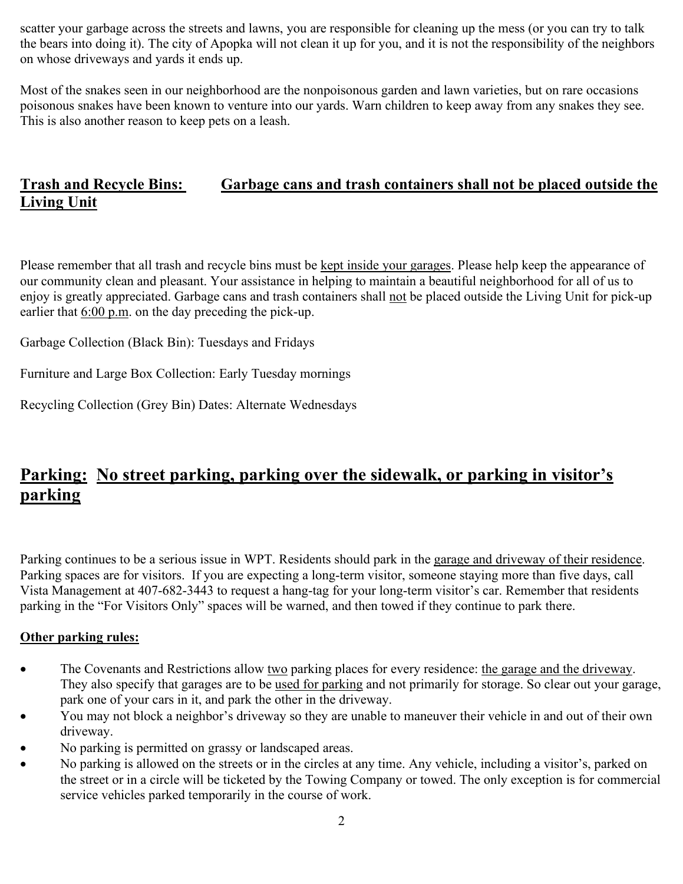scatter your garbage across the streets and lawns, you are responsible for cleaning up the mess (or you can try to talk the bears into doing it). The city of Apopka will not clean it up for you, and it is not the responsibility of the neighbors on whose driveways and yards it ends up.

Most of the snakes seen in our neighborhood are the nonpoisonous garden and lawn varieties, but on rare occasions poisonous snakes have been known to venture into our yards. Warn children to keep away from any snakes they see. This is also another reason to keep pets on a leash.

## Trash and Recycle Bins: Garbage cans and trash containers shall not be placed outside the Living Unit

Please remember that all trash and recycle bins must be kept inside your garages. Please help keep the appearance of our community clean and pleasant. Your assistance in helping to maintain a beautiful neighborhood for all of us to enjoy is greatly appreciated. Garbage cans and trash containers shall not be placed outside the Living Unit for pick-up earlier that 6:00 p.m. on the day preceding the pick-up.

Garbage Collection (Black Bin): Tuesdays and Fridays

Furniture and Large Box Collection: Early Tuesday mornings

Recycling Collection (Grey Bin) Dates: Alternate Wednesdays

## Parking: No street parking, parking over the sidewalk, or parking in visitor's parking

Parking continues to be a serious issue in WPT. Residents should park in the garage and driveway of their residence. Parking spaces are for visitors. If you are expecting a long-term visitor, someone staying more than five days, call Vista Management at 407-682-3443 to request a hang-tag for your long-term visitor's car. Remember that residents parking in the "For Visitors Only" spaces will be warned, and then towed if they continue to park there.

**Other parking rules:**

- The Covenants and Restrictions allow two parking places for every residence: the garage and the driveway. They also specify that garages are to be used for parking and not primarily for storage. So clear out your garage, park one of your cars in it, and park the other in the driveway.
- You may not block a neighbor's driveway so they are unable to maneuver their vehicle in and out of their own driveway.
- No parking is permitted on grassy or landscaped areas.
- No parking is allowed on the streets or in the circles at any time. Any vehicle, including a visitor's, parked on the street or in a circle will be ticketed by the Towing Company or towed. The only exception is for commercial service vehicles parked temporarily in the course of work.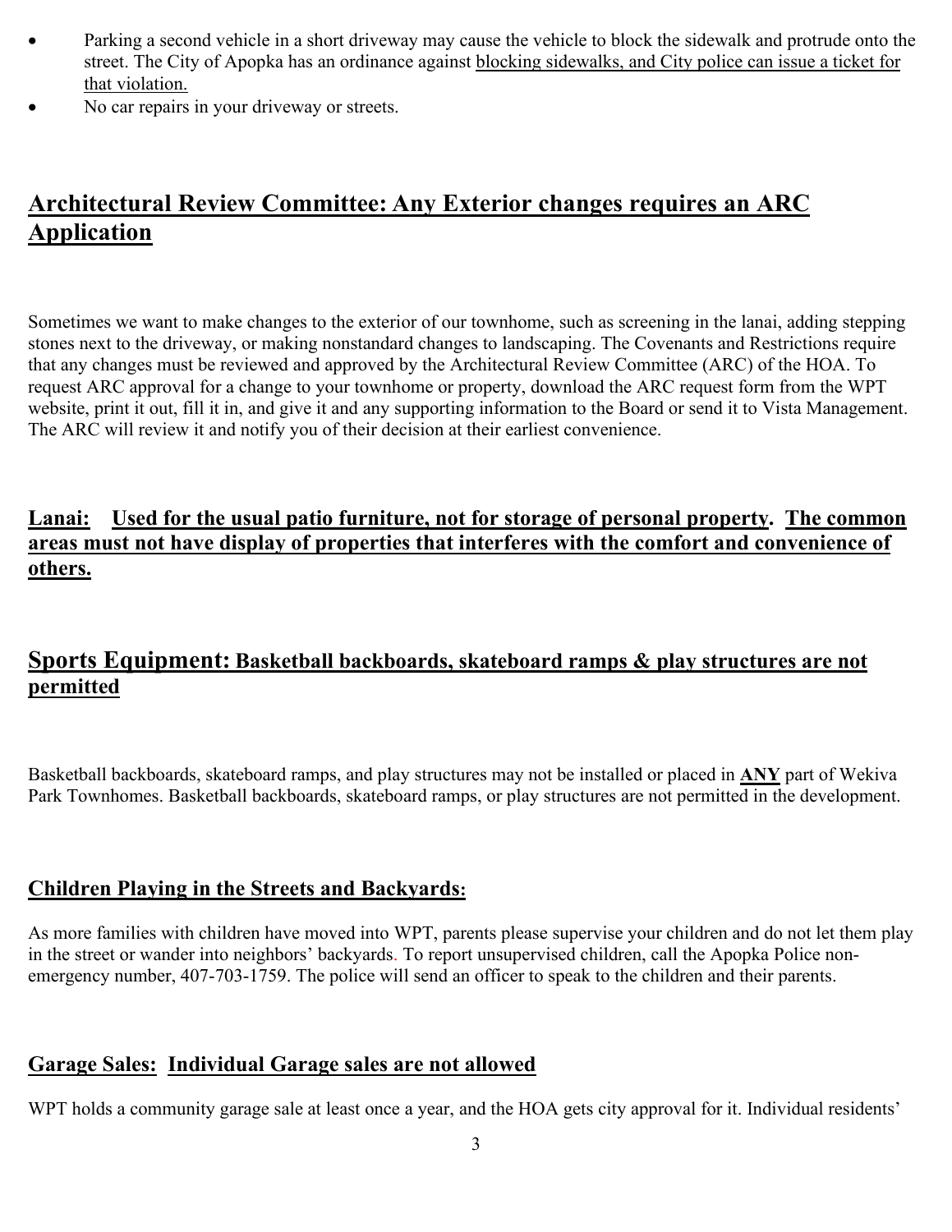- Parking a second vehicle in a short driveway may cause the vehicle to block the sidewalk and protrude onto the street. The City of Apopka has an ordinance against blocking sidewalks, and City police can issue a ticket for that violation.
- No car repairs in your driveway or streets.

## Architectural Review Committee: Any Exterior changes requires an ARC Application

Sometimes we want to make changes to the exterior of our townhome, such as screening in the lanai, adding stepping stones next to the driveway, or making nonstandard changes to landscaping. The Covenants and Restrictions require that any changes must be reviewed and approved by the Architectural Review Committee (ARC) of the HOA. To request ARC approval for a change to your townhome or property, download the ARC request form from the WPT website, print it out, fill it in, and give it and any supporting information to the Board or send it to Vista Management. The ARC will review it and notify you of their decision at their earliest convenience.

### Lanai: Used for the usual patio furniture, not for storage of personal property. The common areas must not have display of properties that interferes with the comfort and convenience of others.

## Sports Equipment: Basketball backboards, skateboard ramps & play structures are not permitted

Basketball backboards, skateboard ramps, and play structures may not be installed or placed in **ANY** part of Wekiva Park Townhomes. Basketball backboards, skateboard ramps, or play structures are not permitted in the development.

### Children Playing in the Streets and Backyards:

As more families with children have moved into WPT, parents please supervise your children and do not let them play in the street or wander into neighbors' backyards. To report unsupervised children, call the Apopka Police non-emergency number, 407-703-1759. The police will send an officer to speak to the children and their parents.

### Garage Sales: Individual Garage sales are not allowed

WPT holds a community garage sale at least once a year, and the HOA gets city approval for it. Individual residents'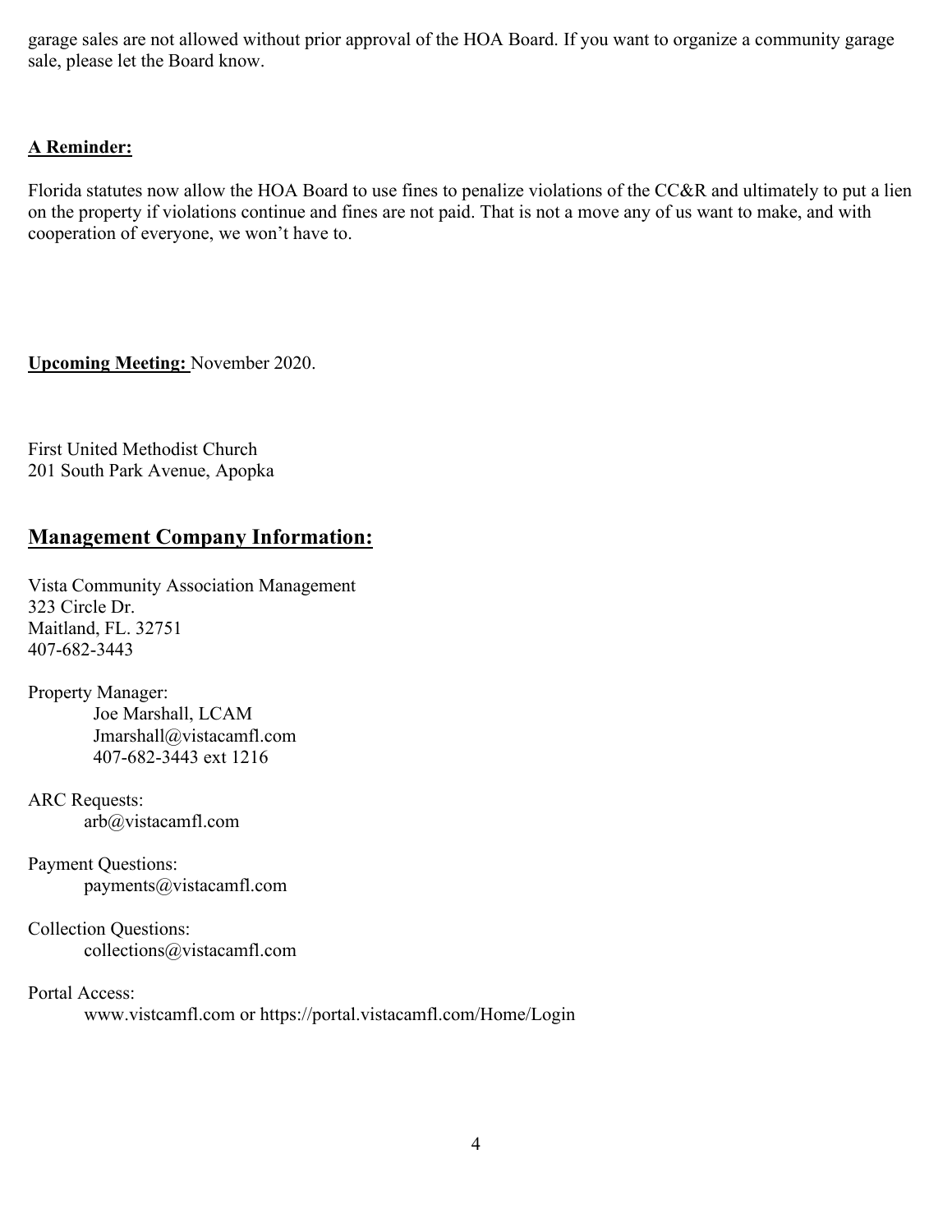garage sales are not allowed without prior approval of the HOA Board. If you want to organize a community garage sale, please let the Board know.

**A Reminder:**

Florida statutes now allow the HOA Board to use fines to penalize violations of the CC&R and ultimately to put a lien on the property if violations continue and fines are not paid. That is not a move any of us want to make, and with cooperation of everyone, we won't have to.

**Upcoming Meeting:** November 2020.

First United Methodist Church
201 South Park Avenue, Apopka

## Management Company Information:

Vista Community Association Management
323 Circle Dr.
Maitland, FL. 32751
407-682-3443

Property Manager:
Joe Marshall, LCAM
Jmarshall@vistacamfl.com
407-682-3443 ext 1216

ARC Requests:
arb@vistacamfl.com

Payment Questions:
payments@vistacamfl.com

Collection Questions:
collections@vistacamfl.com

Portal Access:
www.vistcamfl.com or https://portal.vistacamfl.com/Home/Login